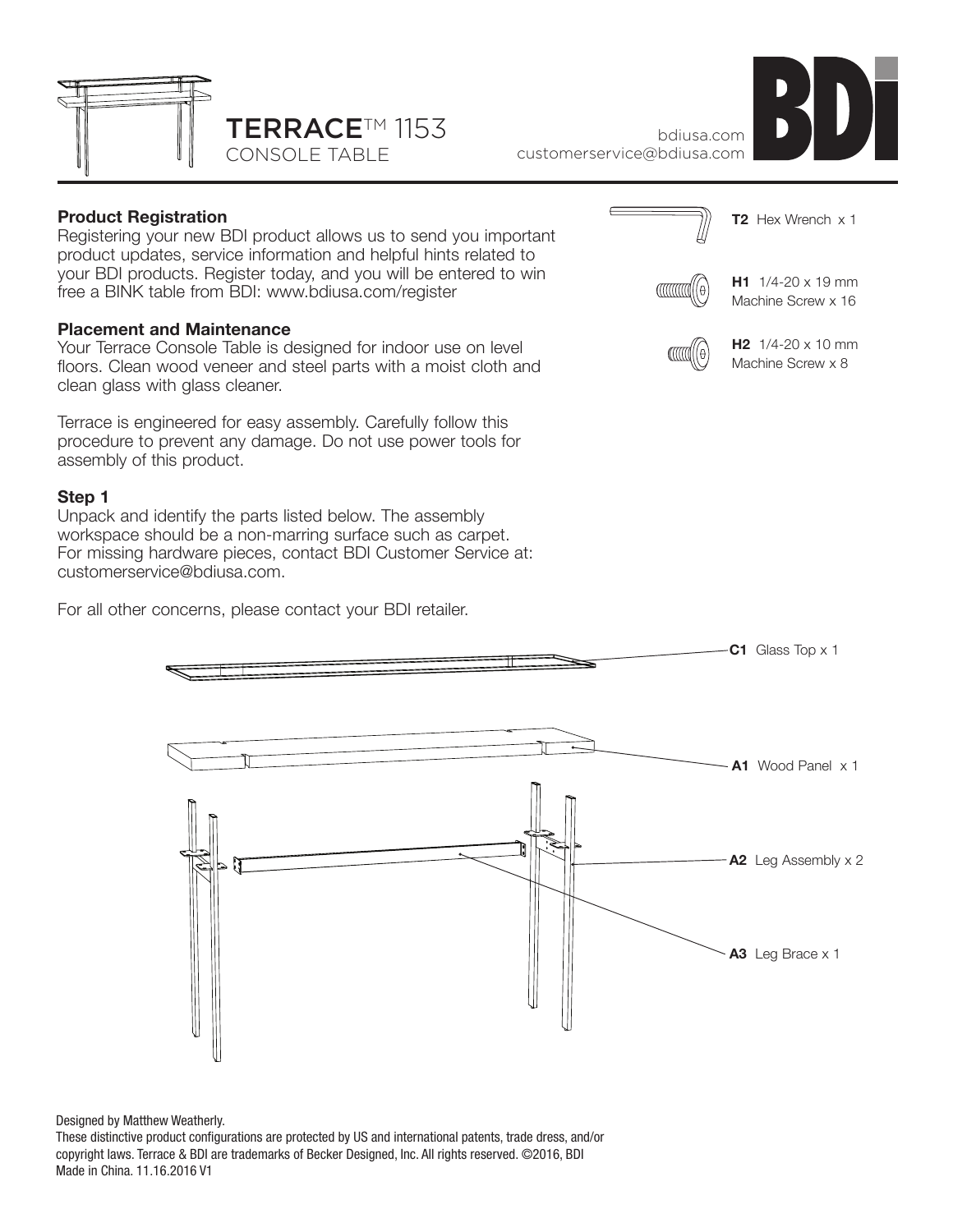# TERRACE™ 1153

CONSOLE TABLE

bdiusa.com
customerservice@bdiusa.com

**Product Registration**
Registering your new BDI product allows us to send you important product updates, service information and helpful hints related to your BDI products. Register today, and you will be entered to win free a BINK table from BDI: www.bdiusa.com/register

**Placement and Maintenance**
Your Terrace Console Table is designed for indoor use on level floors. Clean wood veneer and steel parts with a moist cloth and clean glass with glass cleaner.

Terrace is engineered for easy assembly. Carefully follow this procedure to prevent any damage. Do not use power tools for assembly of this product.

**Step 1**
Unpack and identify the parts listed below. The assembly workspace should be a non-marring surface such as carpet. For missing hardware pieces, contact BDI Customer Service at: customerservice@bdiusa.com.

For all other concerns, please contact your BDI retailer.

**T2** Hex Wrench x 1

**H1** 1/4-20 x 19 mm Machine Screw x 16

**H2** 1/4-20 x 10 mm Machine Screw x 8

**C1** Glass Top x 1

**A1** Wood Panel x 1

**A2** Leg Assembly x 2

**A3** Leg Brace x 1

Designed by Matthew Weatherly.
These distinctive product configurations are protected by US and international patents, trade dress, and/or copyright laws. Terrace & BDI are trademarks of Becker Designed, Inc. All rights reserved. ©2016, BDI
Made in China. 11.16.2016 V1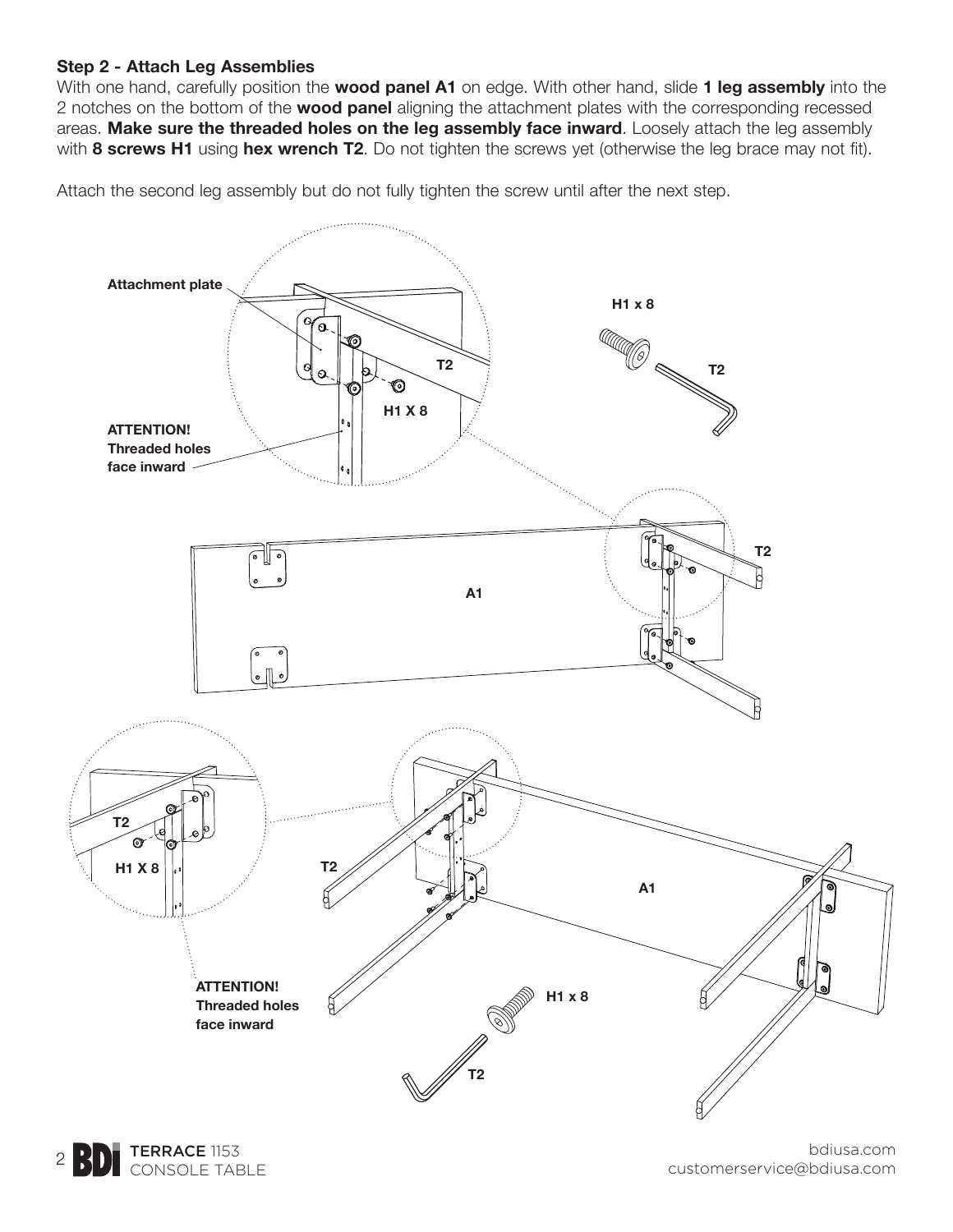**Step 2 - Attach Leg Assemblies**

With one hand, carefully position the **wood panel A1** on edge. With other hand, slide **1 leg assembly** into the 2 notches on the bottom of the **wood panel** aligning the attachment plates with the corresponding recessed areas. **Make sure the threaded holes on the leg assembly face inward**. Loosely attach the leg assembly with **8 screws H1** using **hex wrench T2**. Do not tighten the screws yet (otherwise the leg brace may not fit).

Attach the second leg assembly but do not fully tighten the screw until after the next step.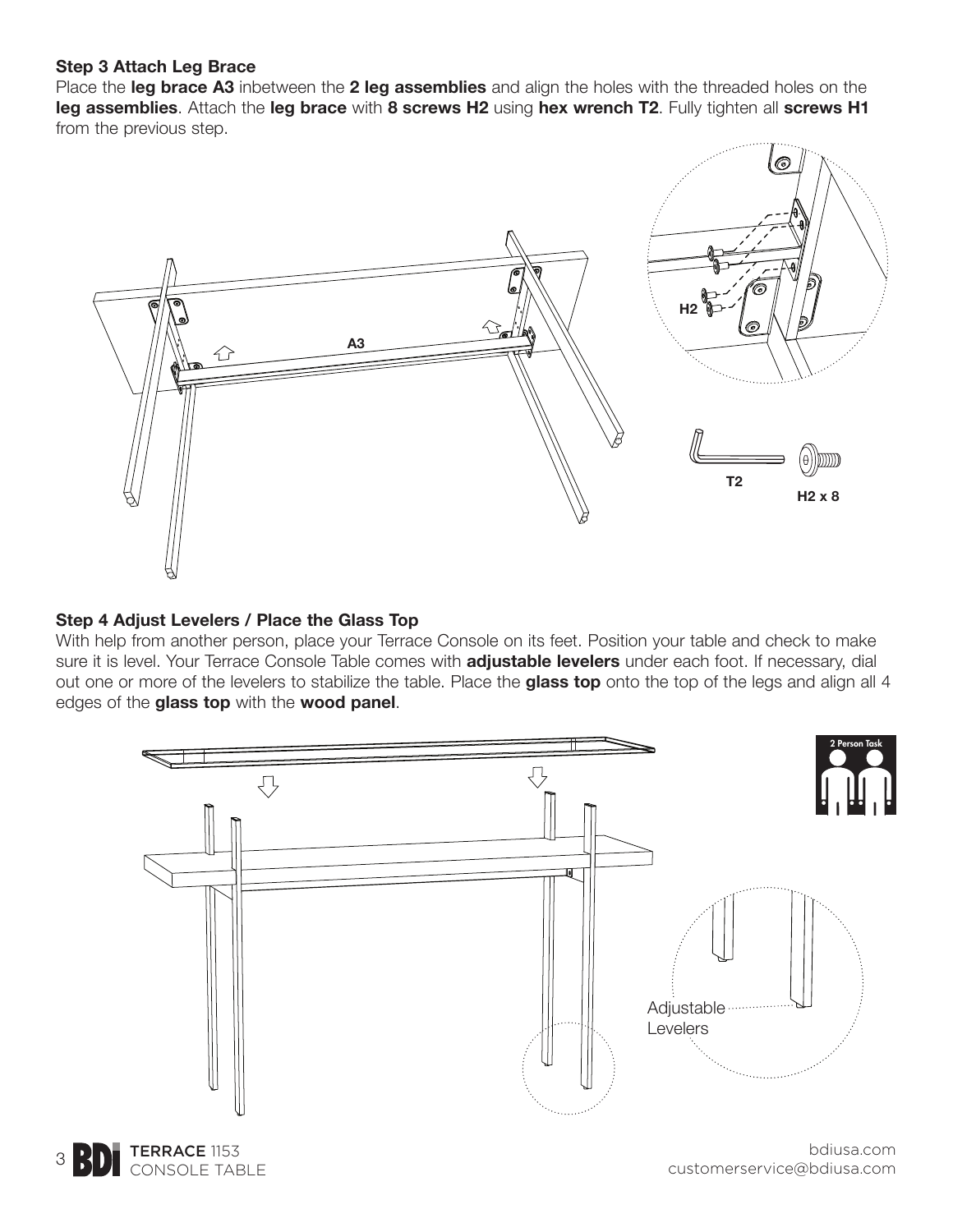### Step 3 Attach Leg Brace

Place the **leg brace A3** inbetween the **2 leg assemblies** and align the holes with the threaded holes on the **leg assemblies**. Attach the **leg brace** with **8 screws H2** using **hex wrench T2**. Fully tighten all **screws H1** from the previous step.

A3

H2

T2

H2 x 8

### Step 4 Adjust Levelers / Place the Glass Top

With help from another person, place your Terrace Console on its feet. Position your table and check to make sure it is level. Your Terrace Console Table comes with **adjustable levelers** under each foot. If necessary, dial out one or more of the levelers to stabilize the table. Place the **glass top** onto the top of the legs and align all 4 edges of the **glass top** with the **wood panel**.

2 Person Task

Adjustable Levelers

TERRACE 1153 CONSOLE TABLE

bdiusa.com
customerservice@bdiusa.com